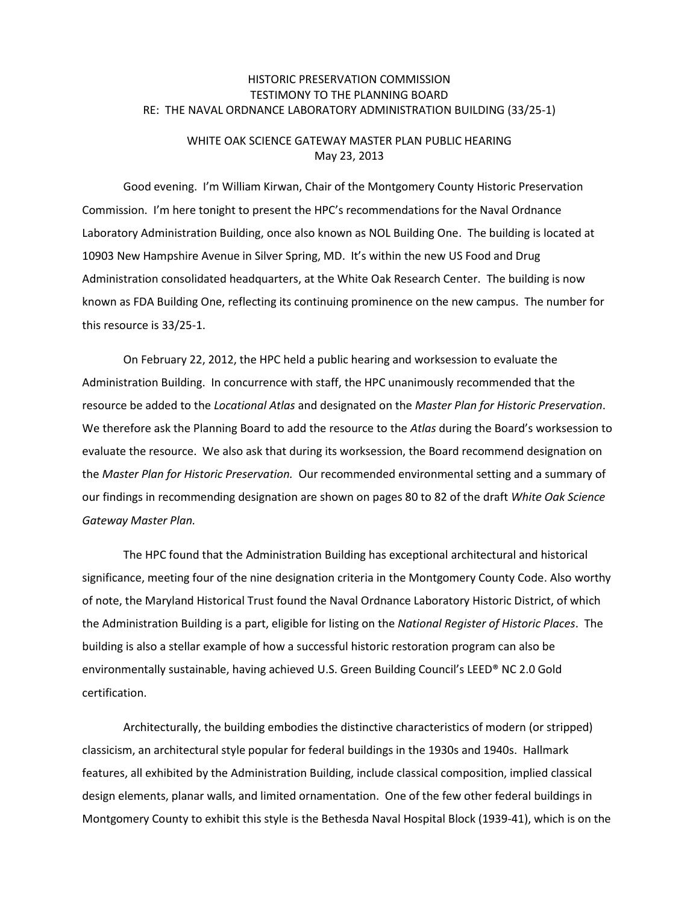# HISTORIC PRESERVATION COMMISSION
# TESTIMONY TO THE PLANNING BOARD
# RE: THE NAVAL ORDNANCE LABORATORY ADMINISTRATION BUILDING (33/25-1)

## WHITE OAK SCIENCE GATEWAY MASTER PLAN PUBLIC HEARING
## May 23, 2013

Good evening. I'm William Kirwan, Chair of the Montgomery County Historic Preservation Commission. I'm here tonight to present the HPC's recommendations for the Naval Ordnance Laboratory Administration Building, once also known as NOL Building One. The building is located at 10903 New Hampshire Avenue in Silver Spring, MD. It's within the new US Food and Drug Administration consolidated headquarters, at the White Oak Research Center. The building is now known as FDA Building One, reflecting its continuing prominence on the new campus. The number for this resource is 33/25-1.

On February 22, 2012, the HPC held a public hearing and worksession to evaluate the Administration Building. In concurrence with staff, the HPC unanimously recommended that the resource be added to the *Locational Atlas* and designated on the *Master Plan for Historic Preservation*. We therefore ask the Planning Board to add the resource to the *Atlas* during the Board's worksession to evaluate the resource. We also ask that during its worksession, the Board recommend designation on the *Master Plan for Historic Preservation.* Our recommended environmental setting and a summary of our findings in recommending designation are shown on pages 80 to 82 of the draft *White Oak Science Gateway Master Plan.*

The HPC found that the Administration Building has exceptional architectural and historical significance, meeting four of the nine designation criteria in the Montgomery County Code. Also worthy of note, the Maryland Historical Trust found the Naval Ordnance Laboratory Historic District, of which the Administration Building is a part, eligible for listing on the *National Register of Historic Places*. The building is also a stellar example of how a successful historic restoration program can also be environmentally sustainable, having achieved U.S. Green Building Council's LEED® NC 2.0 Gold certification.

Architecturally, the building embodies the distinctive characteristics of modern (or stripped) classicism, an architectural style popular for federal buildings in the 1930s and 1940s. Hallmark features, all exhibited by the Administration Building, include classical composition, implied classical design elements, planar walls, and limited ornamentation. One of the few other federal buildings in Montgomery County to exhibit this style is the Bethesda Naval Hospital Block (1939-41), which is on the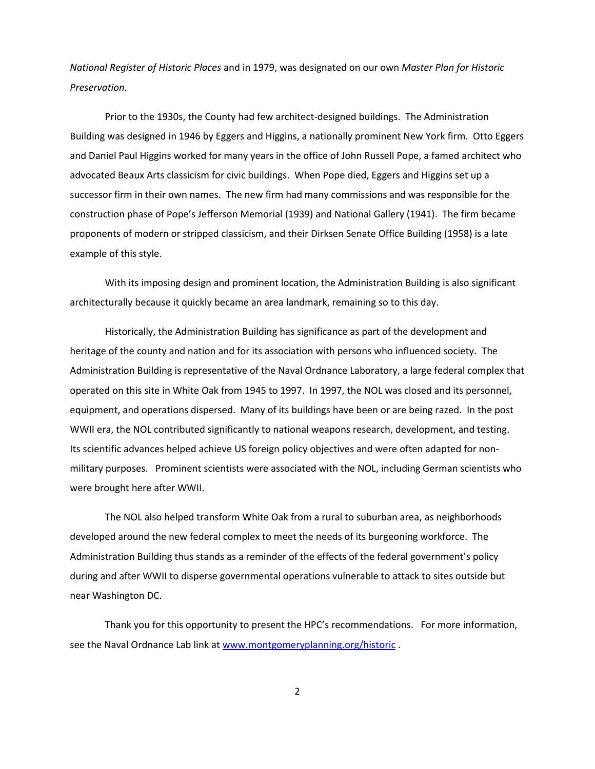*National Register of Historic Places* and in 1979, was designated on our own *Master Plan for Historic Preservation.*

Prior to the 1930s, the County had few architect-designed buildings. The Administration Building was designed in 1946 by Eggers and Higgins, a nationally prominent New York firm. Otto Eggers and Daniel Paul Higgins worked for many years in the office of John Russell Pope, a famed architect who advocated Beaux Arts classicism for civic buildings. When Pope died, Eggers and Higgins set up a successor firm in their own names. The new firm had many commissions and was responsible for the construction phase of Pope's Jefferson Memorial (1939) and National Gallery (1941). The firm became proponents of modern or stripped classicism, and their Dirksen Senate Office Building (1958) is a late example of this style.

With its imposing design and prominent location, the Administration Building is also significant architecturally because it quickly became an area landmark, remaining so to this day.

Historically, the Administration Building has significance as part of the development and heritage of the county and nation and for its association with persons who influenced society. The Administration Building is representative of the Naval Ordnance Laboratory, a large federal complex that operated on this site in White Oak from 1945 to 1997. In 1997, the NOL was closed and its personnel, equipment, and operations dispersed. Many of its buildings have been or are being razed. In the post WWII era, the NOL contributed significantly to national weapons research, development, and testing. Its scientific advances helped achieve US foreign policy objectives and were often adapted for non-military purposes. Prominent scientists were associated with the NOL, including German scientists who were brought here after WWII.

The NOL also helped transform White Oak from a rural to suburban area, as neighborhoods developed around the new federal complex to meet the needs of its burgeoning workforce. The Administration Building thus stands as a reminder of the effects of the federal government's policy during and after WWII to disperse governmental operations vulnerable to attack to sites outside but near Washington DC.

Thank you for this opportunity to present the HPC's recommendations. For more information, see the Naval Ordnance Lab link at [www.montgomeryplanning.org/historic](http://www.montgomeryplanning.org/historic) .